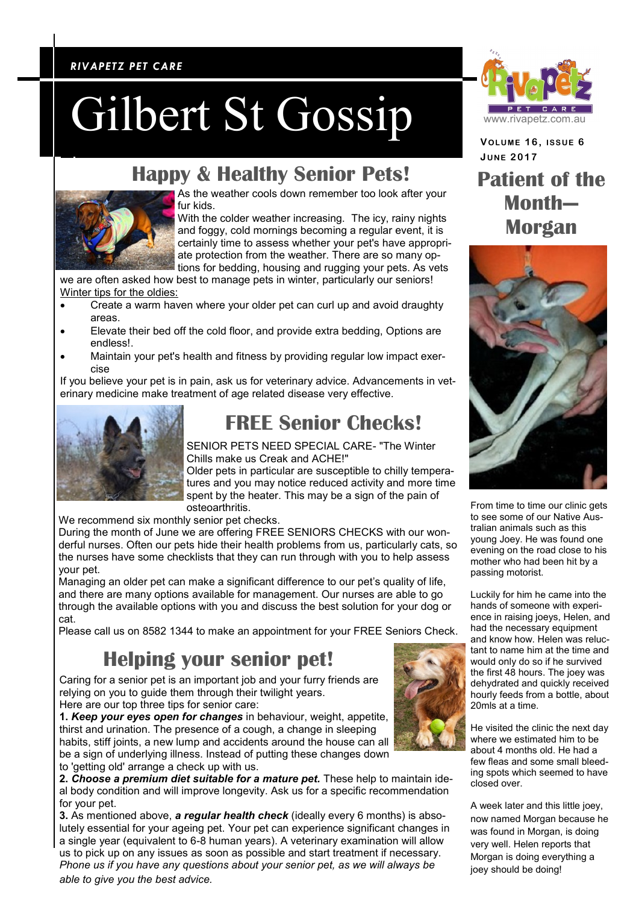RIVAPETZ PET CARE

# Gilbert St Gossip

www.rivapetz.com.au

VOLUME 16, ISSUE 6
JUNE 2017

## Happy & Healthy Senior Pets!

As the weather cools down remember too look after your fur kids.

With the colder weather increasing. The icy, rainy nights and foggy, cold mornings becoming a regular event, it is certainly time to assess whether your pet's have appropriate protection from the weather. There are so many options for bedding, housing and rugging your pets. As vets we are often asked how best to manage pets in winter, particularly our seniors!

Winter tips for the oldies:

- Create a warm haven where your older pet can curl up and avoid draughty areas.
- Elevate their bed off the cold floor, and provide extra bedding, Options are endless!.
- Maintain your pet's health and fitness by providing regular low impact exercise

If you believe your pet is in pain, ask us for veterinary advice. Advancements in veterinary medicine make treatment of age related disease very effective.

## FREE Senior Checks!

SENIOR PETS NEED SPECIAL CARE- "The Winter Chills make us Creak and ACHE!"

Older pets in particular are susceptible to chilly temperatures and you may notice reduced activity and more time spent by the heater. This may be a sign of the pain of osteoarthritis.

We recommend six monthly senior pet checks.

During the month of June we are offering FREE SENIORS CHECKS with our wonderful nurses. Often our pets hide their health problems from us, particularly cats, so the nurses have some checklists that they can run through with you to help assess your pet.

Managing an older pet can make a significant difference to our pet's quality of life, and there are many options available for management. Our nurses are able to go through the available options with you and discuss the best solution for your dog or cat.

Please call us on 8582 1344 to make an appointment for your FREE Seniors Check.

## Helping your senior pet!

Caring for a senior pet is an important job and your furry friends are relying on you to guide them through their twilight years.

Here are our top three tips for senior care:

**1.** ***Keep your eyes open for changes*** in behaviour, weight, appetite, thirst and urination. The presence of a cough, a change in sleeping habits, stiff joints, a new lump and accidents around the house can all be a sign of underlying illness. Instead of putting these changes down to 'getting old' arrange a check up with us.

**2.** ***Choose a premium diet suitable for a mature pet.*** These help to maintain ideal body condition and will improve longevity. Ask us for a specific recommendation for your pet.

**3.** As mentioned above, ***a regular health check*** (ideally every 6 months) is absolutely essential for your ageing pet. Your pet can experience significant changes in a single year (equivalent to 6-8 human years). A veterinary examination will allow us to pick up on any issues as soon as possible and start treatment if necessary.

*Phone us if you have any questions about your senior pet, as we will always be able to give you the best advice.*

## Patient of the Month—Morgan

From time to time our clinic gets to see some of our Native Australian animals such as this young Joey. He was found one evening on the road close to his mother who had been hit by a passing motorist.

Luckily for him he came into the hands of someone with experience in raising joeys, Helen, and had the necessary equipment and know how. Helen was reluctant to name him at the time and would only do so if he survived the first 48 hours. The joey was dehydrated and quickly received hourly feeds from a bottle, about 20mls at a time.

He visited the clinic the next day where we estimated him to be about 4 months old. He had a few fleas and some small bleeding spots which seemed to have closed over.

A week later and this little joey, now named Morgan because he was found in Morgan, is doing very well. Helen reports that Morgan is doing everything a joey should be doing!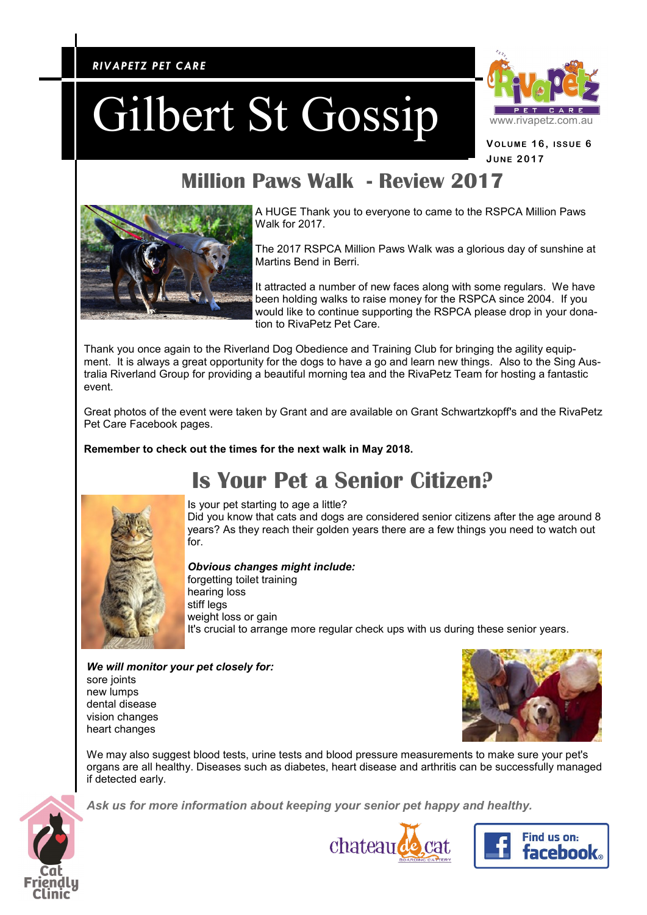RIVAPETZ PET CARE

# Gilbert St Gossip

www.rivapetz.com.au

## Million Paws Walk - Review 2017

A HUGE Thank you to everyone to came to the RSPCA Million Paws Walk for 2017.

The 2017 RSPCA Million Paws Walk was a glorious day of sunshine at Martins Bend in Berri.

It attracted a number of new faces along with some regulars. We have been holding walks to raise money for the RSPCA since 2004. If you would like to continue supporting the RSPCA please drop in your donation to RivaPetz Pet Care.

Thank you once again to the Riverland Dog Obedience and Training Club for bringing the agility equipment. It is always a great opportunity for the dogs to have a go and learn new things. Also to the Sing Australia Riverland Group for providing a beautiful morning tea and the RivaPetz Team for hosting a fantastic event.

Great photos of the event were taken by Grant and are available on Grant Schwartzkopff's and the RivaPetz Pet Care Facebook pages.

**Remember to check out the times for the next walk in May 2018.**

## Is Your Pet a Senior Citizen?

Is your pet starting to age a little?
Did you know that cats and dogs are considered senior citizens after the age around 8 years? As they reach their golden years there are a few things you need to watch out for.

***Obvious changes might include:***
forgetting toilet training
hearing loss
stiff legs
weight loss or gain
It's crucial to arrange more regular check ups with us during these senior years.

***We will monitor your pet closely for:***
sore joints
new lumps
dental disease
vision changes
heart changes

We may also suggest blood tests, urine tests and blood pressure measurements to make sure your pet's organs are all healthy. Diseases such as diabetes, heart disease and arthritis can be successfully managed if detected early.

***Ask us for more information about keeping your senior pet happy and healthy.***

Cat Friendly Clinic

chateau de cat BOARDING CATTERY

Find us on: facebook